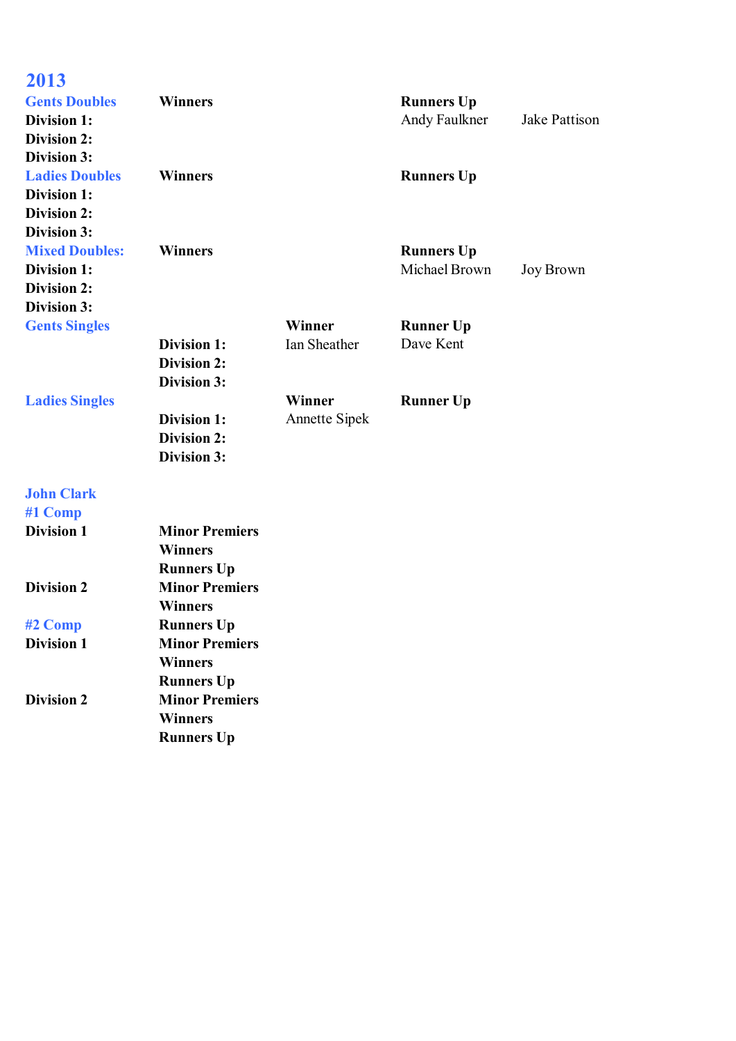# 2013

| Gents Doubles | Winners | | Runners Up | |
|---|---|---|---|---|
| Division 1: | | | Andy Faulkner | Jake Pattison |
| Division 2: | | | | |
| Division 3: | | | | |
| **Ladies Doubles** | **Winners** | | **Runners Up** | |
| Division 1: | | | | |
| Division 2: | | | | |
| Division 3: | | | | |
| **Mixed Doubles:** | **Winners** | | **Runners Up** | |
| Division 1: | | | Michael Brown | Joy Brown |
| Division 2: | | | | |
| Division 3: | | | | |
| **Gents Singles** | | **Winner** | **Runner Up** | |
| | Division 1: | Ian Sheather | Dave Kent | |
| | Division 2: | | | |
| | Division 3: | | | |
| **Ladies Singles** | | **Winner** | **Runner Up** | |
| | Division 1: | Annette Sipek | | |
| | Division 2: | | | |
| | Division 3: | | | |

## John Clark

### #1 Comp

**Division 1**
- **Minor Premiers**
- **Winners**
- **Runners Up**

**Division 2**
- **Minor Premiers**
- **Winners**
- **Runners Up**

### #2 Comp

**Division 1**
- **Minor Premiers**
- **Winners**
- **Runners Up**

**Division 2**
- **Minor Premiers**
- **Winners**
- **Runners Up**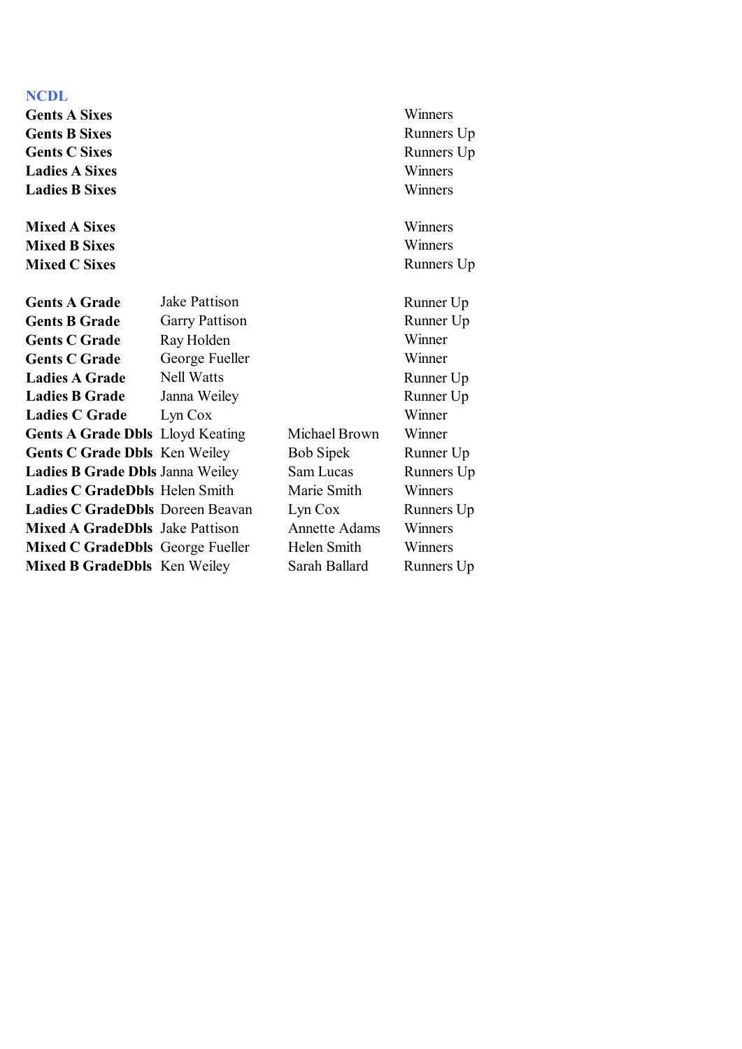**NCDL**

| | | | |
|---|---|---|---|
| **Gents A Sixes** | | | Winners |
| **Gents B Sixes** | | | Runners Up |
| **Gents C Sixes** | | | Runners Up |
| **Ladies A Sixes** | | | Winners |
| **Ladies B Sixes** | | | Winners |
| | | | |
| **Mixed A Sixes** | | | Winners |
| **Mixed B Sixes** | | | Winners |
| **Mixed C Sixes** | | | Runners Up |
| | | | |
| **Gents A Grade** | Jake Pattison | | Runner Up |
| **Gents B Grade** | Garry Pattison | | Runner Up |
| **Gents C Grade** | Ray Holden | | Winner |
| **Gents C Grade** | George Fueller | | Winner |
| **Ladies A Grade** | Nell Watts | | Runner Up |
| **Ladies B Grade** | Janna Weiley | | Runner Up |
| **Ladies C Grade** | Lyn Cox | | Winner |
| **Gents A Grade Dbls** | Lloyd Keating | Michael Brown | Winner |
| **Gents C Grade Dbls** | Ken Weiley | Bob Sipek | Runner Up |
| **Ladies B Grade Dbls** | Janna Weiley | Sam Lucas | Runners Up |
| **Ladies C GradeDbls** | Helen Smith | Marie Smith | Winners |
| **Ladies C GradeDbls** | Doreen Beavan | Lyn Cox | Runners Up |
| **Mixed A GradeDbls** | Jake Pattison | Annette Adams | Winners |
| **Mixed C GradeDbls** | George Fueller | Helen Smith | Winners |
| **Mixed B GradeDbls** | Ken Weiley | Sarah Ballard | Runners Up |